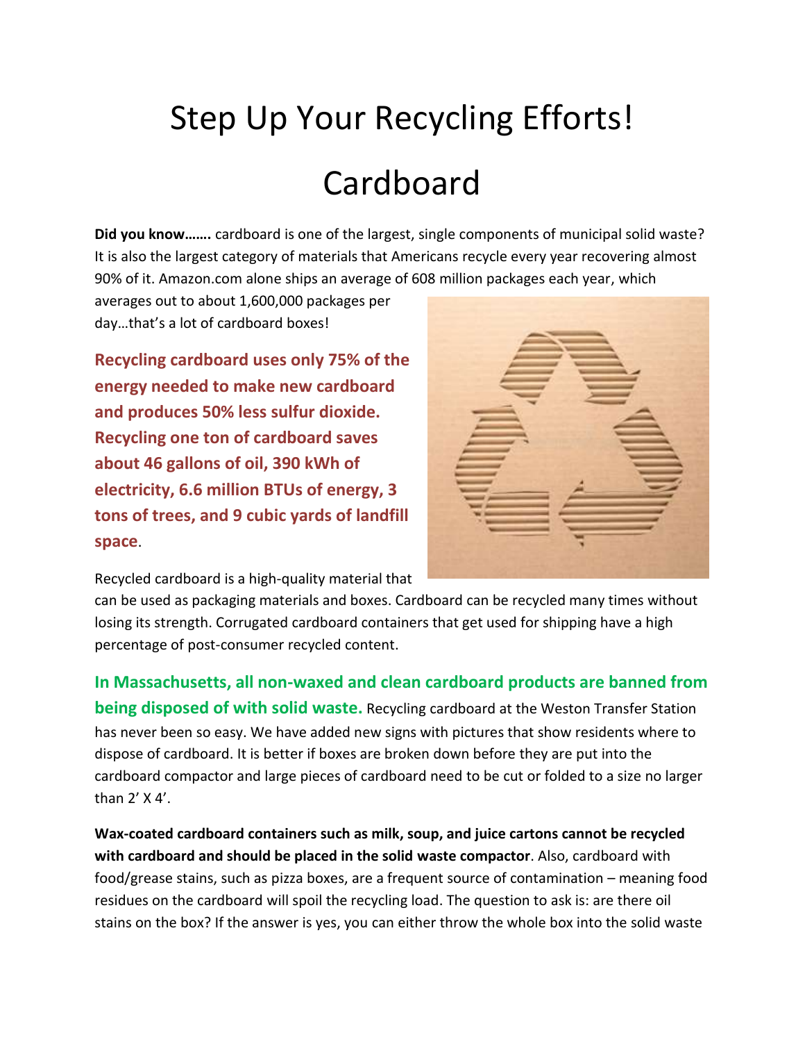# Step Up Your Recycling Efforts!

# Cardboard

**Did you know…….** cardboard is one of the largest, single components of municipal solid waste? It is also the largest category of materials that Americans recycle every year recovering almost 90% of it. Amazon.com alone ships an average of 608 million packages each year, which averages out to about 1,600,000 packages per day…that's a lot of cardboard boxes!

**Recycling cardboard uses only 75% of the energy needed to make new cardboard and produces 50% less sulfur dioxide. Recycling one ton of cardboard saves about 46 gallons of oil, 390 kWh of electricity, 6.6 million BTUs of energy, 3 tons of trees, and 9 cubic yards of landfill space**.

Recycled cardboard is a high-quality material that can be used as packaging materials and boxes. Cardboard can be recycled many times without losing its strength. Corrugated cardboard containers that get used for shipping have a high percentage of post-consumer recycled content.

**In Massachusetts, all non-waxed and clean cardboard products are banned from being disposed of with solid waste.** Recycling cardboard at the Weston Transfer Station has never been so easy. We have added new signs with pictures that show residents where to dispose of cardboard. It is better if boxes are broken down before they are put into the cardboard compactor and large pieces of cardboard need to be cut or folded to a size no larger than 2' X 4'.

**Wax-coated cardboard containers such as milk, soup, and juice cartons cannot be recycled with cardboard and should be placed in the solid waste compactor**. Also, cardboard with food/grease stains, such as pizza boxes, are a frequent source of contamination – meaning food residues on the cardboard will spoil the recycling load. The question to ask is: are there oil stains on the box? If the answer is yes, you can either throw the whole box into the solid waste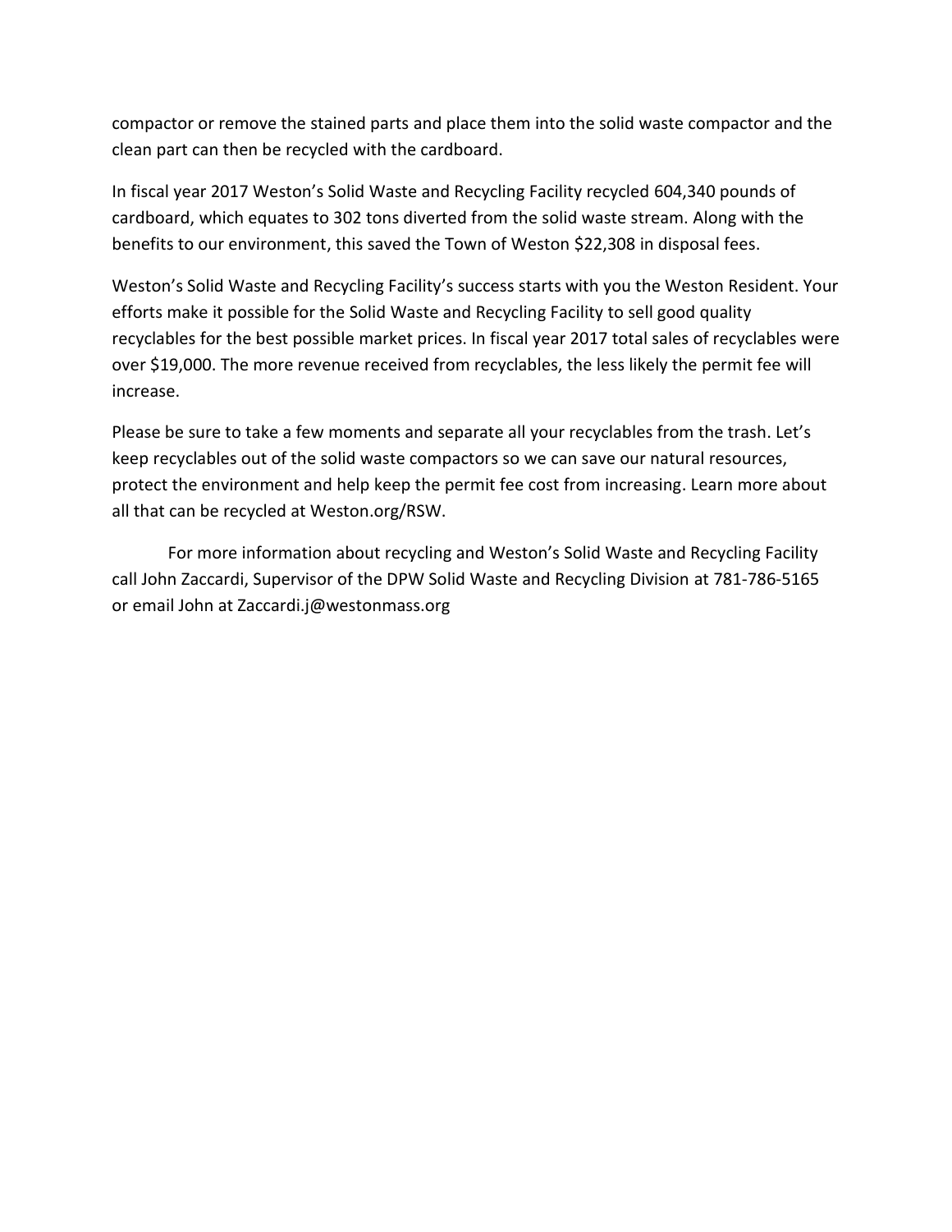compactor or remove the stained parts and place them into the solid waste compactor and the clean part can then be recycled with the cardboard.

In fiscal year 2017 Weston's Solid Waste and Recycling Facility recycled 604,340 pounds of cardboard, which equates to 302 tons diverted from the solid waste stream. Along with the benefits to our environment, this saved the Town of Weston $22,308 in disposal fees.

Weston's Solid Waste and Recycling Facility's success starts with you the Weston Resident. Your efforts make it possible for the Solid Waste and Recycling Facility to sell good quality recyclables for the best possible market prices. In fiscal year 2017 total sales of recyclables were over $19,000. The more revenue received from recyclables, the less likely the permit fee will increase.

Please be sure to take a few moments and separate all your recyclables from the trash. Let's keep recyclables out of the solid waste compactors so we can save our natural resources, protect the environment and help keep the permit fee cost from increasing. Learn more about all that can be recycled at Weston.org/RSW.

For more information about recycling and Weston's Solid Waste and Recycling Facility call John Zaccardi, Supervisor of the DPW Solid Waste and Recycling Division at 781-786-5165 or email John at Zaccardi.j@westonmass.org